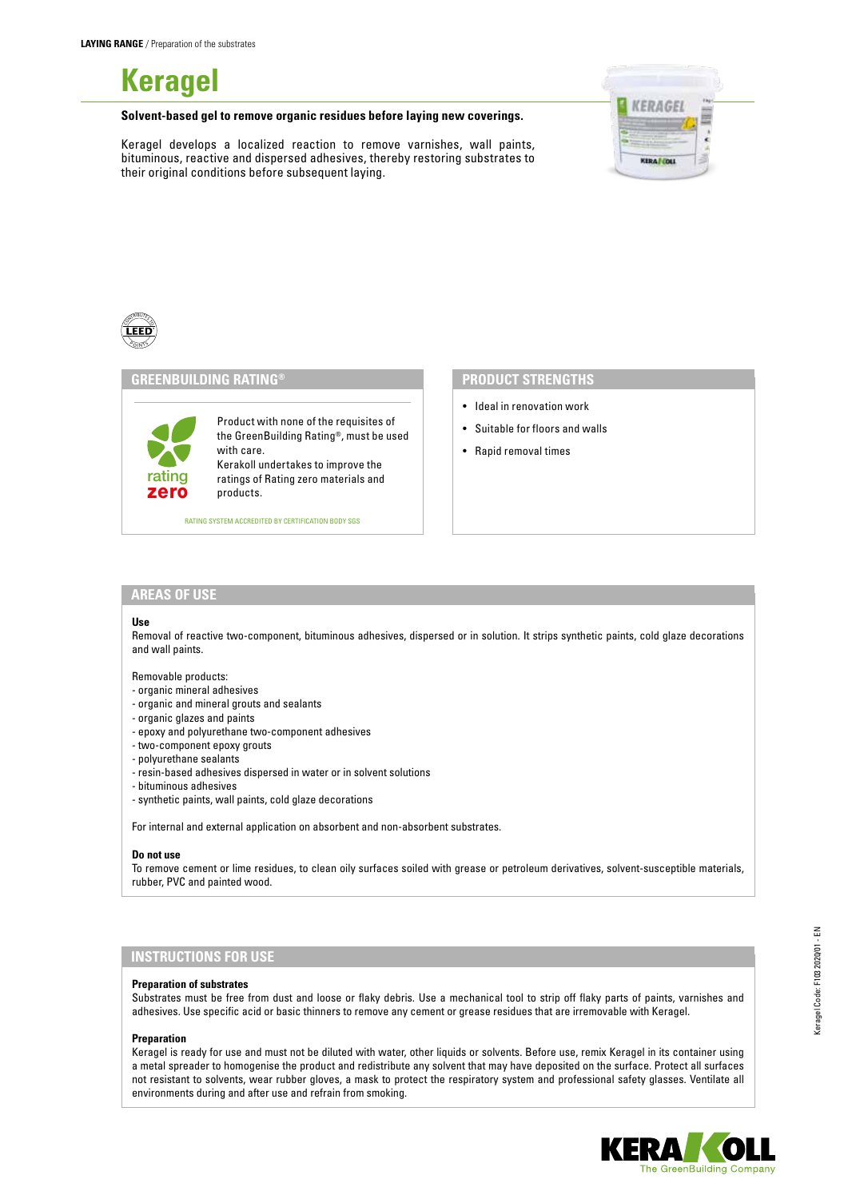**LAYING RANGE** / Preparation of the substrates

# Keragel

**Solvent-based gel to remove organic residues before laying new coverings.**

Keragel develops a localized reaction to remove varnishes, wall paints, bituminous, reactive and dispersed adhesives, thereby restoring substrates to their original conditions before subsequent laying.

## GREENBUILDING RATING®

rating zero

Product with none of the requisites of the GreenBuilding Rating®, must be used with care.
Kerakoll undertakes to improve the ratings of Rating zero materials and products.

RATING SYSTEM ACCREDITED BY CERTIFICATION BODY SGS

## PRODUCT STRENGTHS

- Ideal in renovation work
- Suitable for floors and walls
- Rapid removal times

## AREAS OF USE

**Use**
Removal of reactive two-component, bituminous adhesives, dispersed or in solution. It strips synthetic paints, cold glaze decorations and wall paints.

Removable products:
- organic mineral adhesives
- organic and mineral grouts and sealants
- organic glazes and paints
- epoxy and polyurethane two-component adhesives
- two-component epoxy grouts
- polyurethane sealants
- resin-based adhesives dispersed in water or in solvent solutions
- bituminous adhesives
- synthetic paints, wall paints, cold glaze decorations

For internal and external application on absorbent and non-absorbent substrates.

**Do not use**
To remove cement or lime residues, to clean oily surfaces soiled with grease or petroleum derivatives, solvent-susceptible materials, rubber, PVC and painted wood.

## INSTRUCTIONS FOR USE

**Preparation of substrates**
Substrates must be free from dust and loose or flaky debris. Use a mechanical tool to strip off flaky parts of paints, varnishes and adhesives. Use specific acid or basic thinners to remove any cement or grease residues that are irremovable with Keragel.

**Preparation**
Keragel is ready for use and must not be diluted with water, other liquids or solvents. Before use, remix Keragel in its container using a metal spreader to homogenise the product and redistribute any solvent that may have deposited on the surface. Protect all surfaces not resistant to solvents, wear rubber gloves, a mask to protect the respiratory system and professional safety glasses. Ventilate all environments during and after use and refrain from smoking.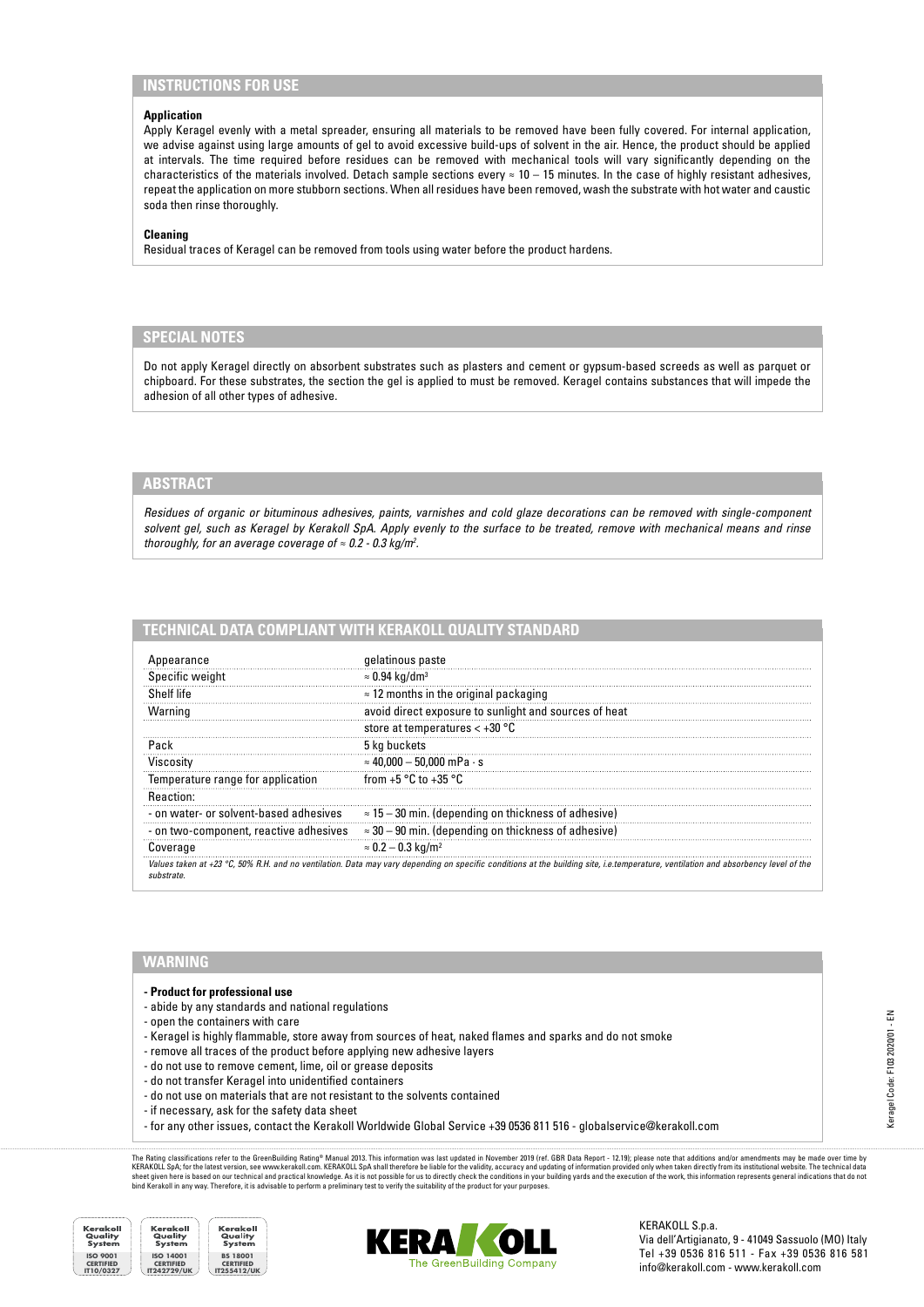## INSTRUCTIONS FOR USE

**Application**

Apply Keragel evenly with a metal spreader, ensuring all materials to be removed have been fully covered. For internal application, we advise against using large amounts of gel to avoid excessive build-ups of solvent in the air. Hence, the product should be applied at intervals. The time required before residues can be removed with mechanical tools will vary significantly depending on the characteristics of the materials involved. Detach sample sections every ≈ 10 – 15 minutes. In the case of highly resistant adhesives, repeat the application on more stubborn sections. When all residues have been removed, wash the substrate with hot water and caustic soda then rinse thoroughly.

**Cleaning**

Residual traces of Keragel can be removed from tools using water before the product hardens.

## SPECIAL NOTES

Do not apply Keragel directly on absorbent substrates such as plasters and cement or gypsum-based screeds as well as parquet or chipboard. For these substrates, the section the gel is applied to must be removed. Keragel contains substances that will impede the adhesion of all other types of adhesive.

## ABSTRACT

*Residues of organic or bituminous adhesives, paints, varnishes and cold glaze decorations can be removed with single-component solvent gel, such as Keragel by Kerakoll SpA. Apply evenly to the surface to be treated, remove with mechanical means and rinse thoroughly, for an average coverage of ≈ 0.2 - 0.3 kg/m².*

## TECHNICAL DATA COMPLIANT WITH KERAKOLL QUALITY STANDARD

| | |
|---|---|
| Appearance | gelatinous paste |
| Specific weight | ≈ 0.94 kg/dm³ |
| Shelf life | ≈ 12 months in the original packaging |
| Warning | avoid direct exposure to sunlight and sources of heat |
| | store at temperatures < +30 °C |
| Pack | 5 kg buckets |
| Viscosity | ≈ 40,000 – 50,000 mPa · s |
| Temperature range for application | from +5 °C to +35 °C |
| Reaction: | |
| - on water- or solvent-based adhesives | ≈ 15 – 30 min. (depending on thickness of adhesive) |
| - on two-component, reactive adhesives | ≈ 30 – 90 min. (depending on thickness of adhesive) |
| Coverage | ≈ 0.2 – 0.3 kg/m² |

*Values taken at +23 °C, 50% R.H. and no ventilation. Data may vary depending on specific conditions at the building site, i.e.temperature, ventilation and absorbency level of the substrate.*

## WARNING

- **Product for professional use**
- abide by any standards and national regulations
- open the containers with care
- Keragel is highly flammable, store away from sources of heat, naked flames and sparks and do not smoke
- remove all traces of the product before applying new adhesive layers
- do not use to remove cement, lime, oil or grease deposits
- do not transfer Keragel into unidentified containers
- do not use on materials that are not resistant to the solvents contained
- if necessary, ask for the safety data sheet
- for any other issues, contact the Kerakoll Worldwide Global Service +39 0536 811 516 - globalservice@kerakoll.com

The Rating classifications refer to the GreenBuilding Rating® Manual 2013. This information was last updated in November 2019 (ref. GBR Data Report - 12.19); please note that additions and/or amendments may be made over time by KERAKOLL SpA; for the latest version, see www.kerakoll.com. KERAKOLL SpA shall therefore be liable for the validity, accuracy and updating of information provided only when taken directly from its institutional website. The technical data sheet given here is based on our technical and practical knowledge. As it is not possible for us to directly check the conditions in your building yards and the execution of the work, this information represents general indications that do not bind Kerakoll in any way. Therefore, it is advisable to perform a preliminary test to verify the suitability of the product for your purposes.

Kerakoll Quality System ISO 9001 CERTIFIED IT10/0327 — Kerakoll Quality System ISO 14001 CERTIFIED IT242729/UK — Kerakoll Quality System BS 18001 CERTIFIED IT255412/UK

KERAKOLL The GreenBuilding Company

KERAKOLL S.p.a.
Via dell'Artigianato, 9 - 41049 Sassuolo (MO) Italy
Tel +39 0536 816 511 - Fax +39 0536 816 581
info@kerakoll.com - www.kerakoll.com

Keragel Code: F103 2020/01 - EN